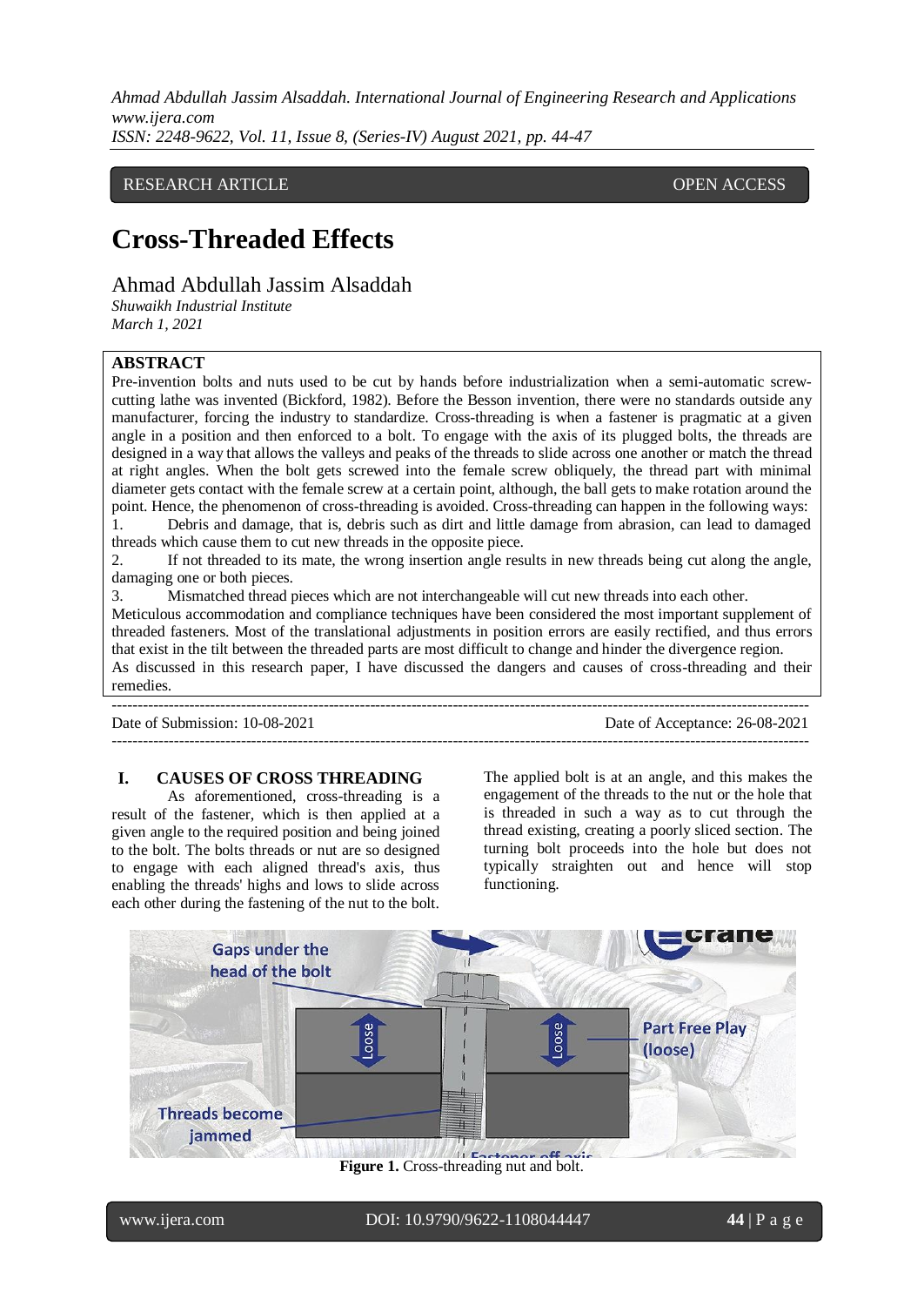RESEARCH ARTICLE — OPEN ACCESS

# Cross-Threaded Effects

Ahmad Abdullah Jassim Alsaddah

*Shuwaikh Industrial Institute*
*March 1, 2021*

## ABSTRACT

Pre-invention bolts and nuts used to be cut by hands before industrialization when a semi-automatic screw-cutting lathe was invented (Bickford, 1982). Before the Besson invention, there were no standards outside any manufacturer, forcing the industry to standardize. Cross-threading is when a fastener is pragmatic at a given angle in a position and then enforced to a bolt. To engage with the axis of its plugged bolts, the threads are designed in a way that allows the valleys and peaks of the threads to slide across one another or match the thread at right angles. When the bolt gets screwed into the female screw obliquely, the thread part with minimal diameter gets contact with the female screw at a certain point, although, the ball gets to make rotation around the point. Hence, the phenomenon of cross-threading is avoided. Cross-threading can happen in the following ways:

1. Debris and damage, that is, debris such as dirt and little damage from abrasion, can lead to damaged threads which cause them to cut new threads in the opposite piece.
2. If not threaded to its mate, the wrong insertion angle results in new threads being cut along the angle, damaging one or both pieces.
3. Mismatched thread pieces which are not interchangeable will cut new threads into each other.

Meticulous accommodation and compliance techniques have been considered the most important supplement of threaded fasteners. Most of the translational adjustments in position errors are easily rectified, and thus errors that exist in the tilt between the threaded parts are most difficult to change and hinder the divergence region.

As discussed in this research paper, I have discussed the dangers and causes of cross-threading and their remedies.

---

Date of Submission: 10-08-2021 — Date of Acceptance: 26-08-2021

---

## I. CAUSES OF CROSS THREADING

As aforementioned, cross-threading is a result of the fastener, which is then applied at a given angle to the required position and being joined to the bolt. The bolts threads or nut are so designed to engage with each aligned thread's axis, thus enabling the threads' highs and lows to slide across each other during the fastening of the nut to the bolt. The applied bolt is at an angle, and this makes the engagement of the threads to the nut or the hole that is threaded in such a way as to cut through the thread existing, creating a poorly sliced section. The turning bolt proceeds into the hole but does not typically straighten out and hence will stop functioning.

**Figure 1.** Cross-threading nut and bolt.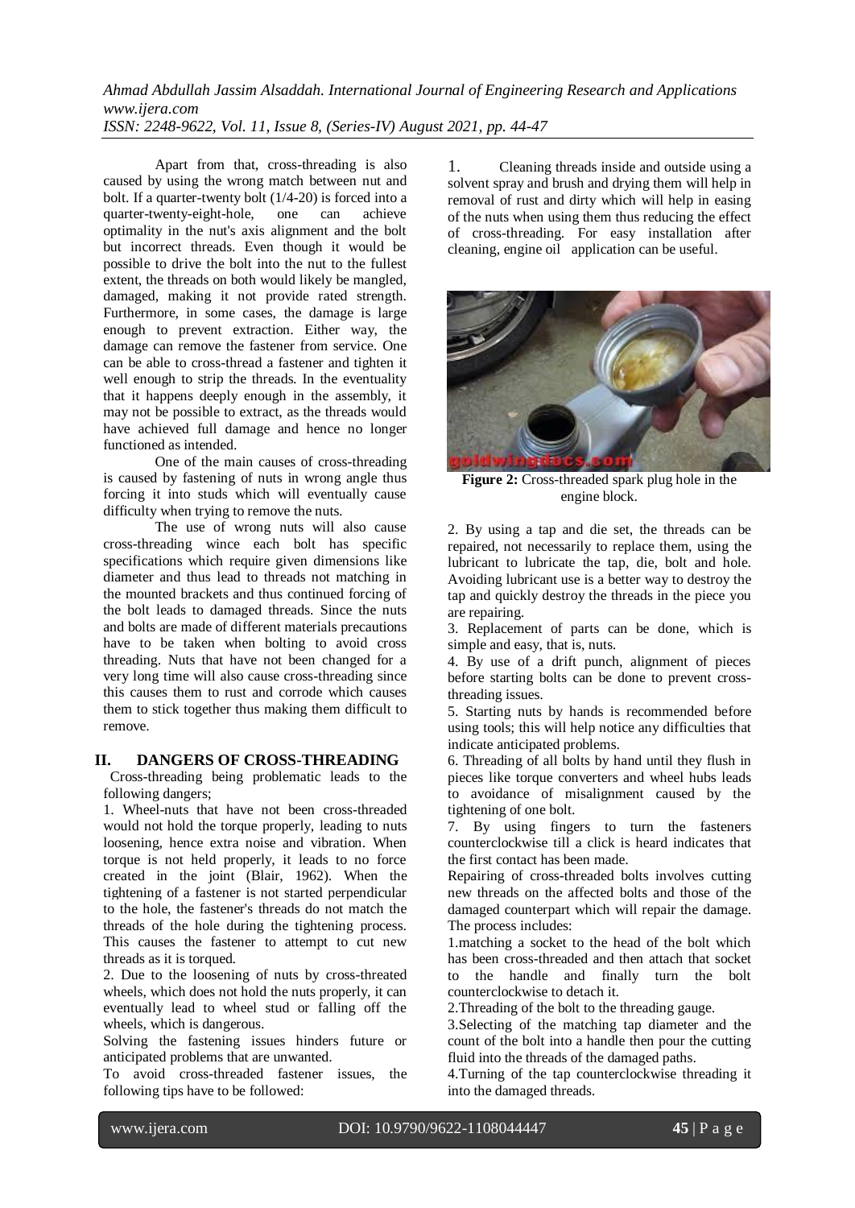Apart from that, cross-threading is also caused by using the wrong match between nut and bolt. If a quarter-twenty bolt (1/4-20) is forced into a quarter-twenty-eight-hole, one can achieve optimality in the nut's axis alignment and the bolt but incorrect threads. Even though it would be possible to drive the bolt into the nut to the fullest extent, the threads on both would likely be mangled, damaged, making it not provide rated strength. Furthermore, in some cases, the damage is large enough to prevent extraction. Either way, the damage can remove the fastener from service. One can be able to cross-thread a fastener and tighten it well enough to strip the threads. In the eventuality that it happens deeply enough in the assembly, it may not be possible to extract, as the threads would have achieved full damage and hence no longer functioned as intended.

One of the main causes of cross-threading is caused by fastening of nuts in wrong angle thus forcing it into studs which will eventually cause difficulty when trying to remove the nuts.

The use of wrong nuts will also cause cross-threading wince each bolt has specific specifications which require given dimensions like diameter and thus lead to threads not matching in the mounted brackets and thus continued forcing of the bolt leads to damaged threads. Since the nuts and bolts are made of different materials precautions have to be taken when bolting to avoid cross threading. Nuts that have not been changed for a very long time will also cause cross-threading since this causes them to rust and corrode which causes them to stick together thus making them difficult to remove.

## II. DANGERS OF CROSS-THREADING

Cross-threading being problematic leads to the following dangers;

1. Wheel-nuts that have not been cross-threaded would not hold the torque properly, leading to nuts loosening, hence extra noise and vibration. When torque is not held properly, it leads to no force created in the joint (Blair, 1962). When the tightening of a fastener is not started perpendicular to the hole, the fastener's threads do not match the threads of the hole during the tightening process. This causes the fastener to attempt to cut new threads as it is torqued.

2. Due to the loosening of nuts by cross-threated wheels, which does not hold the nuts properly, it can eventually lead to wheel stud or falling off the wheels, which is dangerous.

Solving the fastening issues hinders future or anticipated problems that are unwanted.

To avoid cross-threaded fastener issues, the following tips have to be followed:

1. Cleaning threads inside and outside using a solvent spray and brush and drying them will help in removal of rust and dirty which will help in easing of the nuts when using them thus reducing the effect of cross-threading. For easy installation after cleaning, engine oil application can be useful.

**Figure 2:** Cross-threaded spark plug hole in the engine block.

2. By using a tap and die set, the threads can be repaired, not necessarily to replace them, using the lubricant to lubricate the tap, die, bolt and hole. Avoiding lubricant use is a better way to destroy the tap and quickly destroy the threads in the piece you are repairing.

3. Replacement of parts can be done, which is simple and easy, that is, nuts.

4. By use of a drift punch, alignment of pieces before starting bolts can be done to prevent cross-threading issues.

5. Starting nuts by hands is recommended before using tools; this will help notice any difficulties that indicate anticipated problems.

6. Threading of all bolts by hand until they flush in pieces like torque converters and wheel hubs leads to avoidance of misalignment caused by the tightening of one bolt.

7. By using fingers to turn the fasteners counterclockwise till a click is heard indicates that the first contact has been made.

Repairing of cross-threaded bolts involves cutting new threads on the affected bolts and those of the damaged counterpart which will repair the damage. The process includes:

1. matching a socket to the head of the bolt which has been cross-threaded and then attach that socket to the handle and finally turn the bolt counterclockwise to detach it.

2. Threading of the bolt to the threading gauge.

3. Selecting of the matching tap diameter and the count of the bolt into a handle then pour the cutting fluid into the threads of the damaged paths.

4. Turning of the tap counterclockwise threading it into the damaged threads.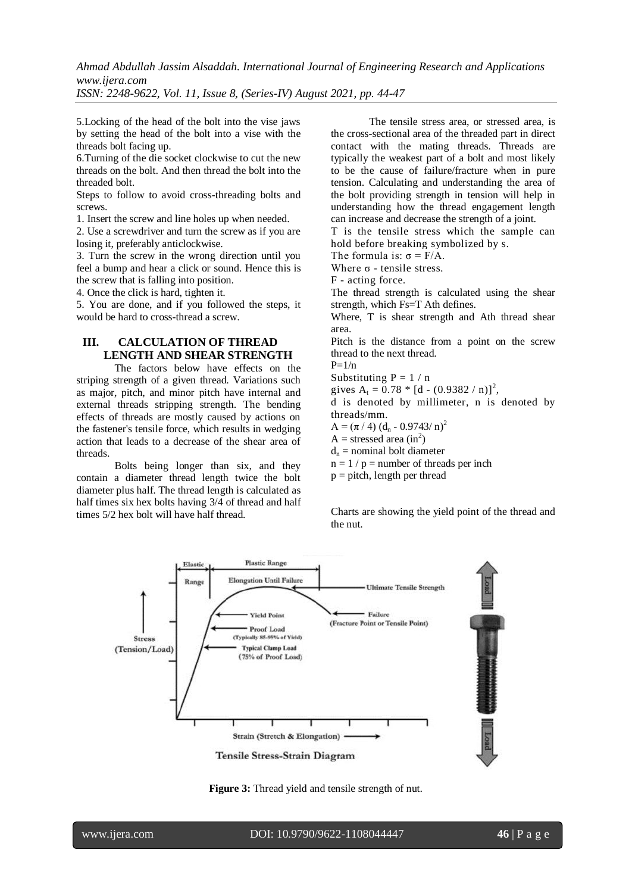5.Locking of the head of the bolt into the vise jaws by setting the head of the bolt into a vise with the threads bolt facing up.

6.Turning of the die socket clockwise to cut the new threads on the bolt. And then thread the bolt into the threaded bolt.

Steps to follow to avoid cross-threading bolts and screws.

1. Insert the screw and line holes up when needed.
2. Use a screwdriver and turn the screw as if you are losing it, preferably anticlockwise.
3. Turn the screw in the wrong direction until you feel a bump and hear a click or sound. Hence this is the screw that is falling into position.
4. Once the click is hard, tighten it.
5. You are done, and if you followed the steps, it would be hard to cross-thread a screw.

## III. CALCULATION OF THREAD LENGTH AND SHEAR STRENGTH

The factors below have effects on the striping strength of a given thread. Variations such as major, pitch, and minor pitch have internal and external threads stripping strength. The bending effects of threads are mostly caused by actions on the fastener's tensile force, which results in wedging action that leads to a decrease of the shear area of threads.

Bolts being longer than six, and they contain a diameter thread length twice the bolt diameter plus half. The thread length is calculated as half times six hex bolts having 3/4 of thread and half times 5/2 hex bolt will have half thread.

The tensile stress area, or stressed area, is the cross-sectional area of the threaded part in direct contact with the mating threads. Threads are typically the weakest part of a bolt and most likely to be the cause of failure/fracture when in pure tension. Calculating and understanding the area of the bolt providing strength in tension will help in understanding how the thread engagement length can increase and decrease the strength of a joint.

T is the tensile stress which the sample can hold before breaking symbolized by s.

The formula is: $\sigma = F/A$.

Where $\sigma$ - tensile stress.

F - acting force.

The thread strength is calculated using the shear strength, which $Fs=T\ Ath$ defines.

Where, T is shear strength and Ath thread shear area.

Pitch is the distance from a point on the screw thread to the next thread.

$P=1/n$

Substituting $P = 1 / n$

gives $A_t = 0.78 * [d - (0.9382 / n)]^2$,

d is denoted by millimeter, n is denoted by threads/mm.

$A = (\pi / 4) (d_n - 0.9743/ n)^2$

$A$ = stressed area ($in^2$)

$d_n$ = nominal bolt diameter

$n = 1 / p$ = number of threads per inch

p = pitch, length per thread

Charts are showing the yield point of the thread and the nut.

**Figure 3:** Thread yield and tensile strength of nut.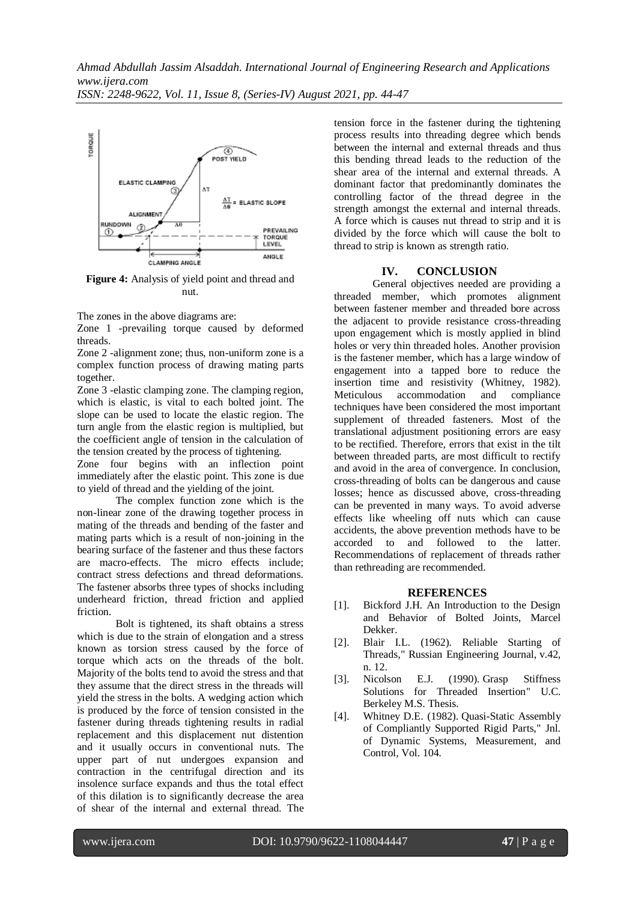TORQUE

④
POST YIELD

ELASTIC CLAMPING
③

ΔT

$\frac{\Delta T}{\Delta \theta}$ = ELASTIC SLOPE

ALIGNMENT

RUNDOWN ②
①

Δθ

PREVAILING
TORQUE
LEVEL

ANGLE

CLAMPING ANGLE

**Figure 4:** Analysis of yield point and thread and nut.

The zones in the above diagrams are:

Zone 1 -prevailing torque caused by deformed threads.

Zone 2 -alignment zone; thus, non-uniform zone is a complex function process of drawing mating parts together.

Zone 3 -elastic clamping zone. The clamping region, which is elastic, is vital to each bolted joint. The slope can be used to locate the elastic region. The turn angle from the elastic region is multiplied, but the coefficient angle of tension in the calculation of the tension created by the process of tightening.

Zone four begins with an inflection point immediately after the elastic point. This zone is due to yield of thread and the yielding of the joint.

The complex function zone which is the non-linear zone of the drawing together process in mating of the threads and bending of the faster and mating parts which is a result of non-joining in the bearing surface of the fastener and thus these factors are macro-effects. The micro effects include; contract stress defections and thread deformations. The fastener absorbs three types of shocks including underheard friction, thread friction and applied friction.

Bolt is tightened, its shaft obtains a stress which is due to the strain of elongation and a stress known as torsion stress caused by the force of torque which acts on the threads of the bolt. Majority of the bolts tend to avoid the stress and that they assume that the direct stress in the threads will yield the stress in the bolts. A wedging action which is produced by the force of tension consisted in the fastener during threads tightening results in radial replacement and this displacement nut distention and it usually occurs in conventional nuts. The upper part of nut undergoes expansion and contraction in the centrifugal direction and its insolence surface expands and thus the total effect of this dilation is to significantly decrease the area of shear of the internal and external thread. The tension force in the fastener during the tightening process results into threading degree which bends between the internal and external threads and thus this bending thread leads to the reduction of the shear area of the internal and external threads. A dominant factor that predominantly dominates the controlling factor of the thread degree in the strength amongst the external and internal threads. A force which is causes nut thread to strip and it is divided by the force which will cause the bolt to thread to strip is known as strength ratio.

## IV. CONCLUSION

General objectives needed are providing a threaded member, which promotes alignment between fastener member and threaded bore across the adjacent to provide resistance cross-threading upon engagement which is mostly applied in blind holes or very thin threaded holes. Another provision is the fastener member, which has a large window of engagement into a tapped bore to reduce the insertion time and resistivity (Whitney, 1982). Meticulous accommodation and compliance techniques have been considered the most important supplement of threaded fasteners. Most of the translational adjustment positioning errors are easy to be rectified. Therefore, errors that exist in the tilt between threaded parts, are most difficult to rectify and avoid in the area of convergence. In conclusion, cross-threading of bolts can be dangerous and cause losses; hence as discussed above, cross-threading can be prevented in many ways. To avoid adverse effects like wheeling off nuts which can cause accidents, the above prevention methods have to be accorded to and followed to the latter. Recommendations of replacement of threads rather than rethreading are recommended.

## REFERENCES

[1]. Bickford J.H. An Introduction to the Design and Behavior of Bolted Joints, Marcel Dekker.

[2]. Blair I.L. (1962). Reliable Starting of Threads," Russian Engineering Journal, v.42, n. 12.

[3]. Nicolson E.J. (1990). Grasp Stiffness Solutions for Threaded Insertion" U.C. Berkeley M.S. Thesis.

[4]. Whitney D.E. (1982). Quasi-Static Assembly of Compliantly Supported Rigid Parts," Jnl. of Dynamic Systems, Measurement, and Control, Vol. 104.